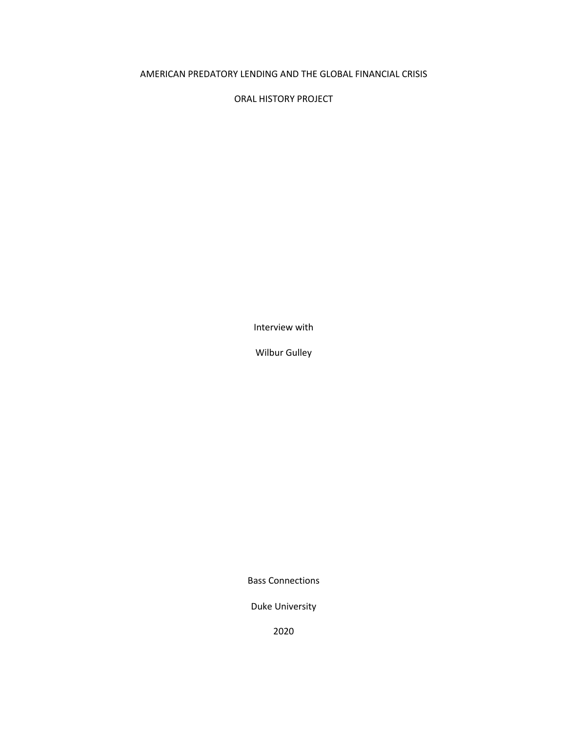# AMERICAN PREDATORY LENDING AND THE GLOBAL FINANCIAL CRISIS

## ORAL HISTORY PROJECT

Interview with

Wilbur Gulley

Bass Connections

Duke University

2020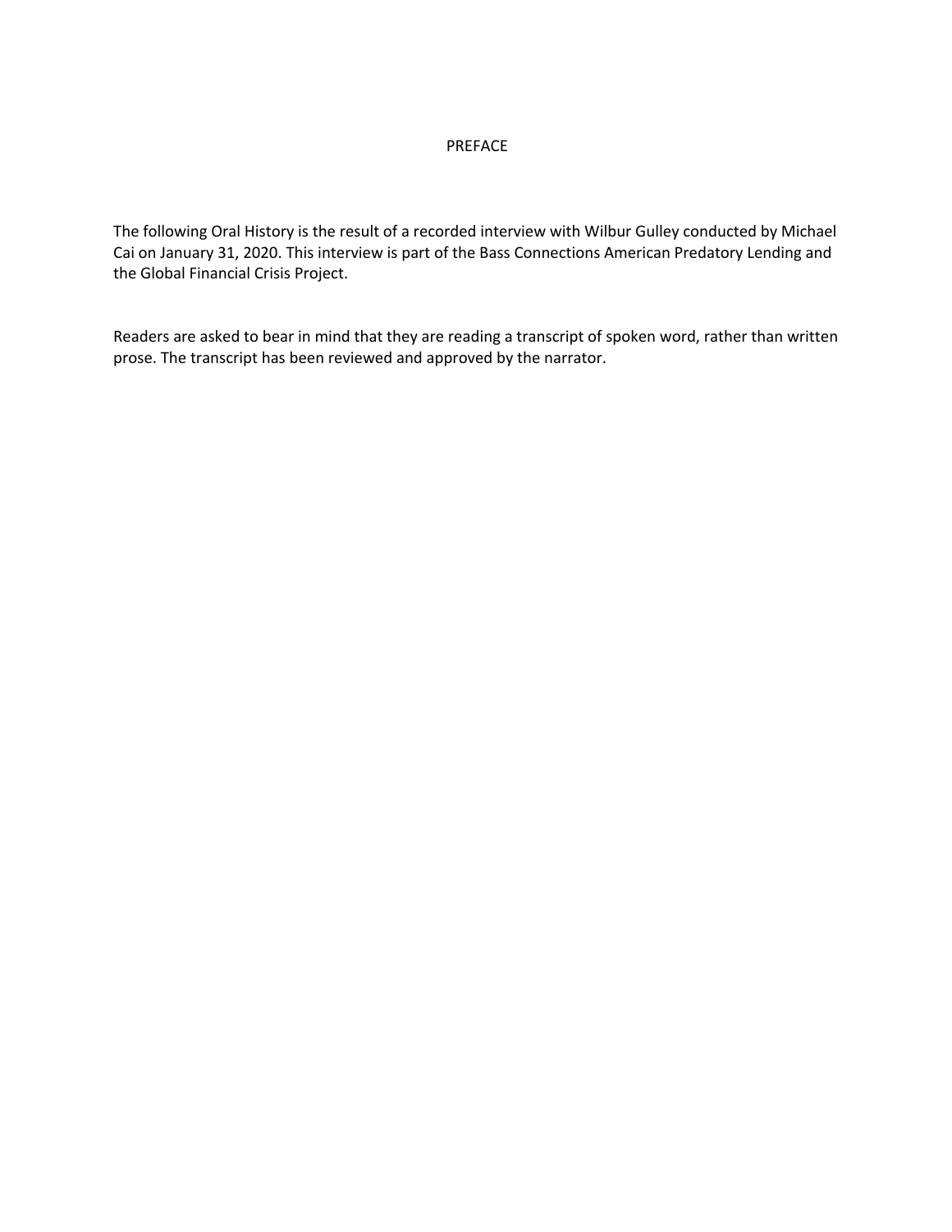# PREFACE

The following Oral History is the result of a recorded interview with Wilbur Gulley conducted by Michael Cai on January 31, 2020. This interview is part of the Bass Connections American Predatory Lending and the Global Financial Crisis Project.

Readers are asked to bear in mind that they are reading a transcript of spoken word, rather than written prose. The transcript has been reviewed and approved by the narrator.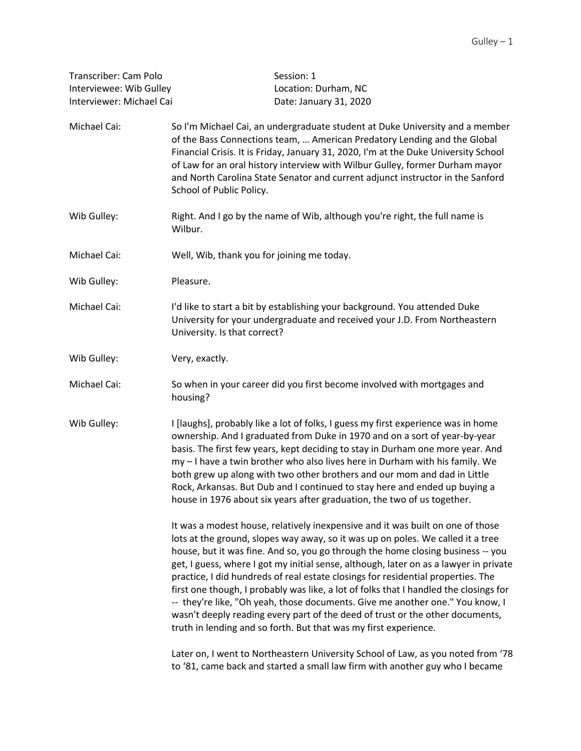Transcriber: Cam Polo
Interviewee: Wib Gulley
Interviewer: Michael Cai

Session: 1
Location: Durham, NC
Date: January 31, 2020

**Michael Cai:** So I'm Michael Cai, an undergraduate student at Duke University and a member of the Bass Connections team, … American Predatory Lending and the Global Financial Crisis. It is Friday, January 31, 2020, I'm at the Duke University School of Law for an oral history interview with Wilbur Gulley, former Durham mayor and North Carolina State Senator and current adjunct instructor in the Sanford School of Public Policy.

**Wib Gulley:** Right. And I go by the name of Wib, although you're right, the full name is Wilbur.

**Michael Cai:** Well, Wib, thank you for joining me today.

**Wib Gulley:** Pleasure.

**Michael Cai:** I'd like to start a bit by establishing your background. You attended Duke University for your undergraduate and received your J.D. From Northeastern University. Is that correct?

**Wib Gulley:** Very, exactly.

**Michael Cai:** So when in your career did you first become involved with mortgages and housing?

**Wib Gulley:** I [laughs], probably like a lot of folks, I guess my first experience was in home ownership. And I graduated from Duke in 1970 and on a sort of year-by-year basis. The first few years, kept deciding to stay in Durham one more year. And my – I have a twin brother who also lives here in Durham with his family. We both grew up along with two other brothers and our mom and dad in Little Rock, Arkansas. But Dub and I continued to stay here and ended up buying a house in 1976 about six years after graduation, the two of us together.

It was a modest house, relatively inexpensive and it was built on one of those lots at the ground, slopes way away, so it was up on poles. We called it a tree house, but it was fine. And so, you go through the home closing business -- you get, I guess, where I got my initial sense, although, later on as a lawyer in private practice, I did hundreds of real estate closings for residential properties. The first one though, I probably was like, a lot of folks that I handled the closings for -- they're like, "Oh yeah, those documents. Give me another one." You know, I wasn't deeply reading every part of the deed of trust or the other documents, truth in lending and so forth. But that was my first experience.

Later on, I went to Northeastern University School of Law, as you noted from '78 to '81, came back and started a small law firm with another guy who I became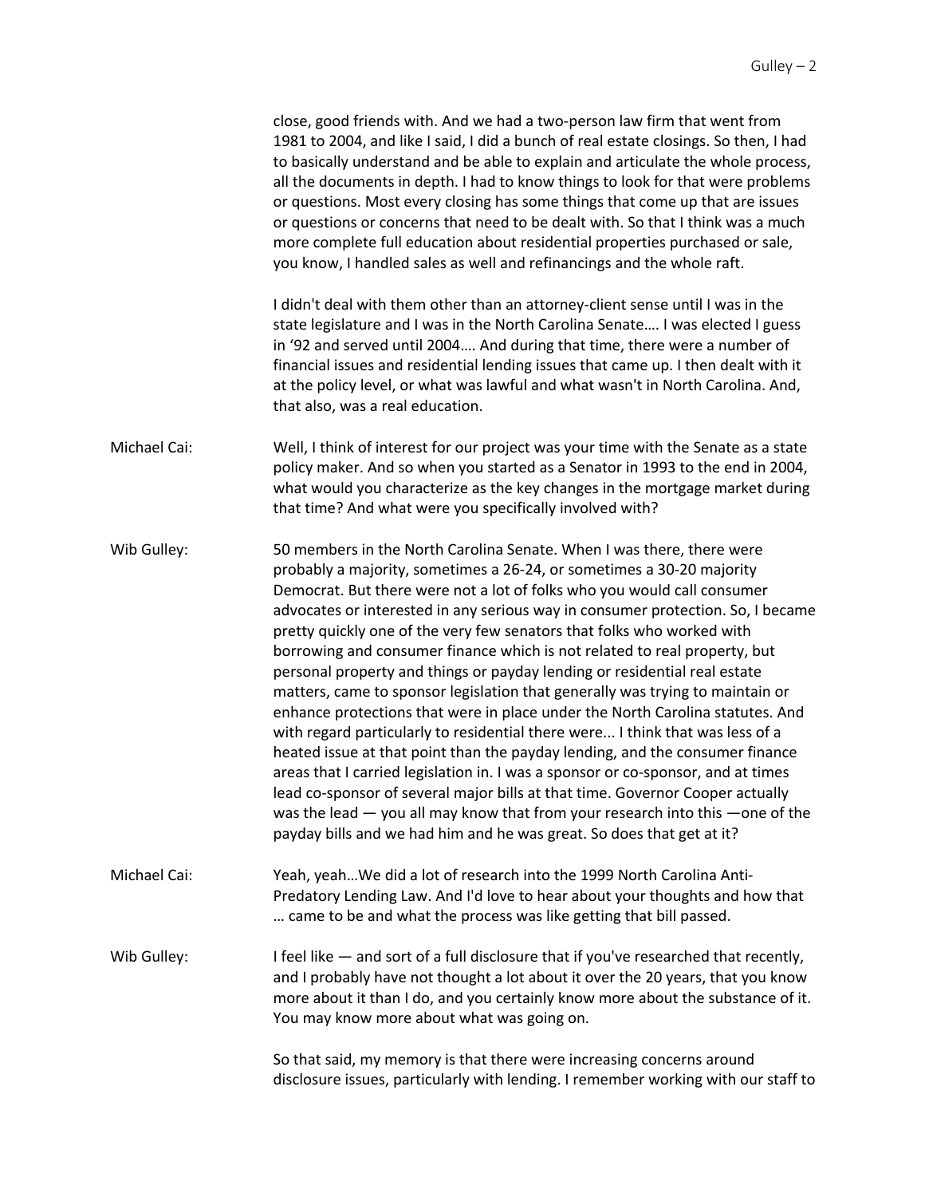close, good friends with. And we had a two-person law firm that went from 1981 to 2004, and like I said, I did a bunch of real estate closings. So then, I had to basically understand and be able to explain and articulate the whole process, all the documents in depth. I had to know things to look for that were problems or questions. Most every closing has some things that come up that are issues or questions or concerns that need to be dealt with. So that I think was a much more complete full education about residential properties purchased or sale, you know, I handled sales as well and refinancings and the whole raft.

I didn't deal with them other than an attorney-client sense until I was in the state legislature and I was in the North Carolina Senate…. I was elected I guess in '92 and served until 2004…. And during that time, there were a number of financial issues and residential lending issues that came up. I then dealt with it at the policy level, or what was lawful and what wasn't in North Carolina. And, that also, was a real education.

**Michael Cai:** Well, I think of interest for our project was your time with the Senate as a state policy maker. And so when you started as a Senator in 1993 to the end in 2004, what would you characterize as the key changes in the mortgage market during that time? And what were you specifically involved with?

**Wib Gulley:** 50 members in the North Carolina Senate. When I was there, there were probably a majority, sometimes a 26-24, or sometimes a 30-20 majority Democrat. But there were not a lot of folks who you would call consumer advocates or interested in any serious way in consumer protection. So, I became pretty quickly one of the very few senators that folks who worked with borrowing and consumer finance which is not related to real property, but personal property and things or payday lending or residential real estate matters, came to sponsor legislation that generally was trying to maintain or enhance protections that were in place under the North Carolina statutes. And with regard particularly to residential there were... I think that was less of a heated issue at that point than the payday lending, and the consumer finance areas that I carried legislation in. I was a sponsor or co-sponsor, and at times lead co-sponsor of several major bills at that time. Governor Cooper actually was the lead — you all may know that from your research into this —one of the payday bills and we had him and he was great. So does that get at it?

**Michael Cai:** Yeah, yeah…We did a lot of research into the 1999 North Carolina Anti-Predatory Lending Law. And I'd love to hear about your thoughts and how that … came to be and what the process was like getting that bill passed.

**Wib Gulley:** I feel like — and sort of a full disclosure that if you've researched that recently, and I probably have not thought a lot about it over the 20 years, that you know more about it than I do, and you certainly know more about the substance of it. You may know more about what was going on.

So that said, my memory is that there were increasing concerns around disclosure issues, particularly with lending. I remember working with our staff to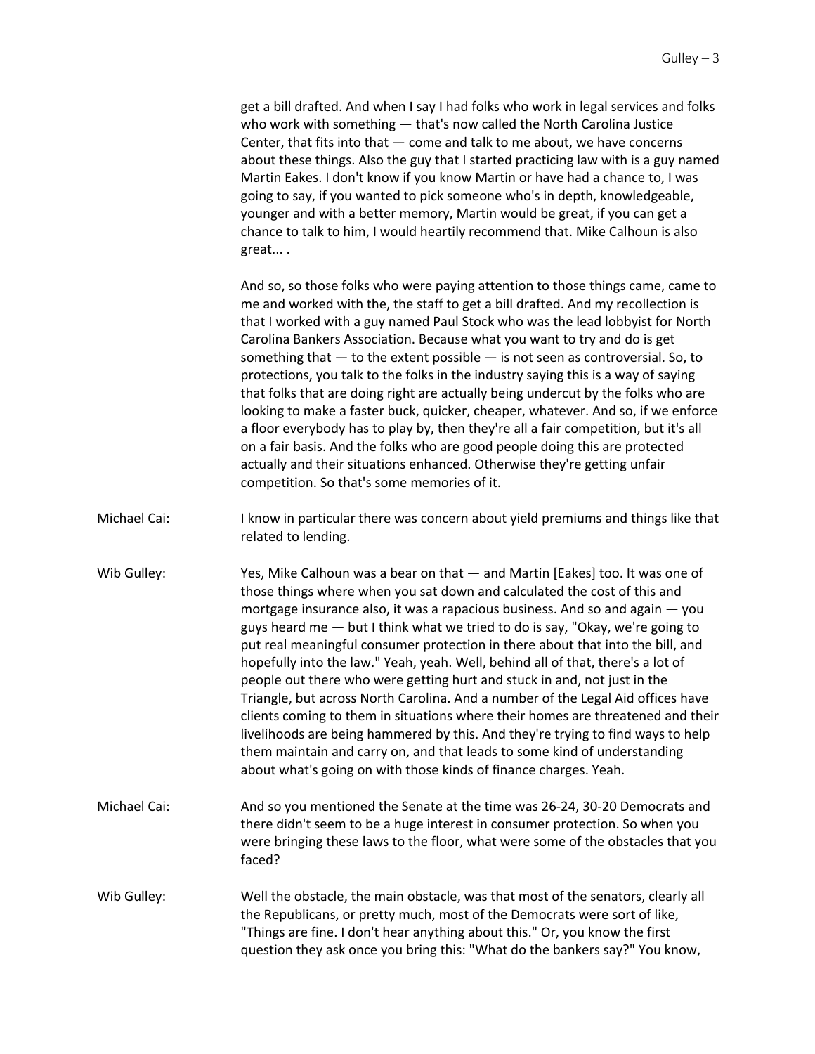get a bill drafted. And when I say I had folks who work in legal services and folks who work with something — that's now called the North Carolina Justice Center, that fits into that — come and talk to me about, we have concerns about these things. Also the guy that I started practicing law with is a guy named Martin Eakes. I don't know if you know Martin or have had a chance to, I was going to say, if you wanted to pick someone who's in depth, knowledgeable, younger and with a better memory, Martin would be great, if you can get a chance to talk to him, I would heartily recommend that. Mike Calhoun is also great... .

And so, so those folks who were paying attention to those things came, came to me and worked with the, the staff to get a bill drafted. And my recollection is that I worked with a guy named Paul Stock who was the lead lobbyist for North Carolina Bankers Association. Because what you want to try and do is get something that — to the extent possible — is not seen as controversial. So, to protections, you talk to the folks in the industry saying this is a way of saying that folks that are doing right are actually being undercut by the folks who are looking to make a faster buck, quicker, cheaper, whatever. And so, if we enforce a floor everybody has to play by, then they're all a fair competition, but it's all on a fair basis. And the folks who are good people doing this are protected actually and their situations enhanced. Otherwise they're getting unfair competition. So that's some memories of it.

**Michael Cai:** I know in particular there was concern about yield premiums and things like that related to lending.

**Wib Gulley:** Yes, Mike Calhoun was a bear on that — and Martin [Eakes] too. It was one of those things where when you sat down and calculated the cost of this and mortgage insurance also, it was a rapacious business. And so and again — you guys heard me — but I think what we tried to do is say, "Okay, we're going to put real meaningful consumer protection in there about that into the bill, and hopefully into the law." Yeah, yeah. Well, behind all of that, there's a lot of people out there who were getting hurt and stuck in and, not just in the Triangle, but across North Carolina. And a number of the Legal Aid offices have clients coming to them in situations where their homes are threatened and their livelihoods are being hammered by this. And they're trying to find ways to help them maintain and carry on, and that leads to some kind of understanding about what's going on with those kinds of finance charges. Yeah.

**Michael Cai:** And so you mentioned the Senate at the time was 26-24, 30-20 Democrats and there didn't seem to be a huge interest in consumer protection. So when you were bringing these laws to the floor, what were some of the obstacles that you faced?

**Wib Gulley:** Well the obstacle, the main obstacle, was that most of the senators, clearly all the Republicans, or pretty much, most of the Democrats were sort of like, "Things are fine. I don't hear anything about this." Or, you know the first question they ask once you bring this: "What do the bankers say?" You know,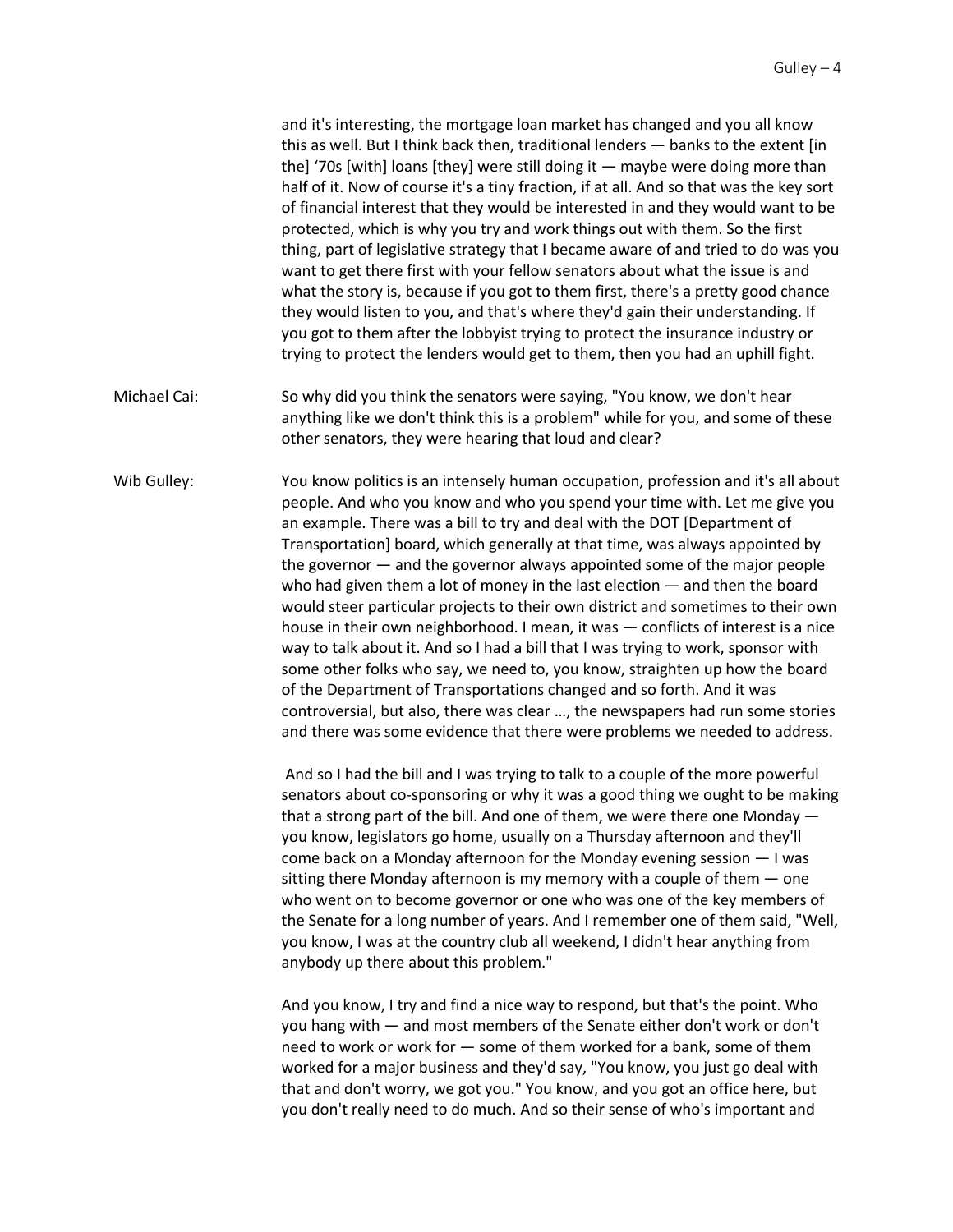and it's interesting, the mortgage loan market has changed and you all know this as well. But I think back then, traditional lenders — banks to the extent [in the] '70s [with] loans [they] were still doing it — maybe were doing more than half of it. Now of course it's a tiny fraction, if at all. And so that was the key sort of financial interest that they would be interested in and they would want to be protected, which is why you try and work things out with them. So the first thing, part of legislative strategy that I became aware of and tried to do was you want to get there first with your fellow senators about what the issue is and what the story is, because if you got to them first, there's a pretty good chance they would listen to you, and that's where they'd gain their understanding. If you got to them after the lobbyist trying to protect the insurance industry or trying to protect the lenders would get to them, then you had an uphill fight.

Michael Cai: So why did you think the senators were saying, "You know, we don't hear anything like we don't think this is a problem" while for you, and some of these other senators, they were hearing that loud and clear?

Wib Gulley: You know politics is an intensely human occupation, profession and it's all about people. And who you know and who you spend your time with. Let me give you an example. There was a bill to try and deal with the DOT [Department of Transportation] board, which generally at that time, was always appointed by the governor — and the governor always appointed some of the major people who had given them a lot of money in the last election — and then the board would steer particular projects to their own district and sometimes to their own house in their own neighborhood. I mean, it was — conflicts of interest is a nice way to talk about it. And so I had a bill that I was trying to work, sponsor with some other folks who say, we need to, you know, straighten up how the board of the Department of Transportations changed and so forth. And it was controversial, but also, there was clear ..., the newspapers had run some stories and there was some evidence that there were problems we needed to address.

And so I had the bill and I was trying to talk to a couple of the more powerful senators about co-sponsoring or why it was a good thing we ought to be making that a strong part of the bill. And one of them, we were there one Monday — you know, legislators go home, usually on a Thursday afternoon and they'll come back on a Monday afternoon for the Monday evening session — I was sitting there Monday afternoon is my memory with a couple of them — one who went on to become governor or one who was one of the key members of the Senate for a long number of years. And I remember one of them said, "Well, you know, I was at the country club all weekend, I didn't hear anything from anybody up there about this problem."

And you know, I try and find a nice way to respond, but that's the point. Who you hang with — and most members of the Senate either don't work or don't need to work or work for — some of them worked for a bank, some of them worked for a major business and they'd say, "You know, you just go deal with that and don't worry, we got you." You know, and you got an office here, but you don't really need to do much. And so their sense of who's important and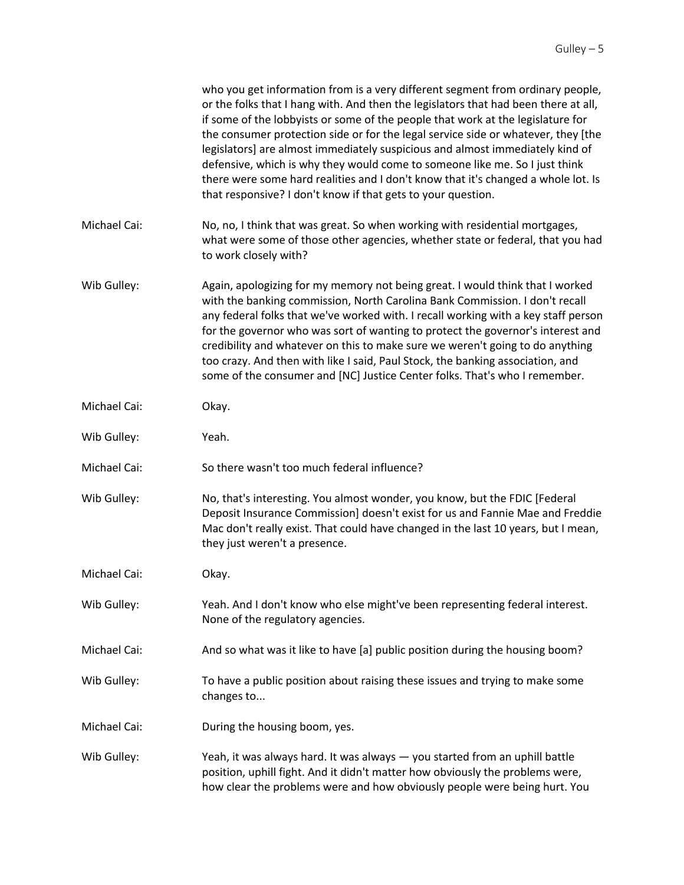who you get information from is a very different segment from ordinary people, or the folks that I hang with. And then the legislators that had been there at all, if some of the lobbyists or some of the people that work at the legislature for the consumer protection side or for the legal service side or whatever, they [the legislators] are almost immediately suspicious and almost immediately kind of defensive, which is why they would come to someone like me. So I just think there were some hard realities and I don't know that it's changed a whole lot. Is that responsive? I don't know if that gets to your question.

Michael Cai: No, no, I think that was great. So when working with residential mortgages, what were some of those other agencies, whether state or federal, that you had to work closely with?

Wib Gulley: Again, apologizing for my memory not being great. I would think that I worked with the banking commission, North Carolina Bank Commission. I don't recall any federal folks that we've worked with. I recall working with a key staff person for the governor who was sort of wanting to protect the governor's interest and credibility and whatever on this to make sure we weren't going to do anything too crazy. And then with like I said, Paul Stock, the banking association, and some of the consumer and [NC] Justice Center folks. That's who I remember.

Michael Cai: Okay.

Wib Gulley: Yeah.

Michael Cai: So there wasn't too much federal influence?

Wib Gulley: No, that's interesting. You almost wonder, you know, but the FDIC [Federal Deposit Insurance Commission] doesn't exist for us and Fannie Mae and Freddie Mac don't really exist. That could have changed in the last 10 years, but I mean, they just weren't a presence.

Michael Cai: Okay.

Wib Gulley: Yeah. And I don't know who else might've been representing federal interest. None of the regulatory agencies.

Michael Cai: And so what was it like to have [a] public position during the housing boom?

Wib Gulley: To have a public position about raising these issues and trying to make some changes to...

Michael Cai: During the housing boom, yes.

Wib Gulley: Yeah, it was always hard. It was always — you started from an uphill battle position, uphill fight. And it didn't matter how obviously the problems were, how clear the problems were and how obviously people were being hurt. You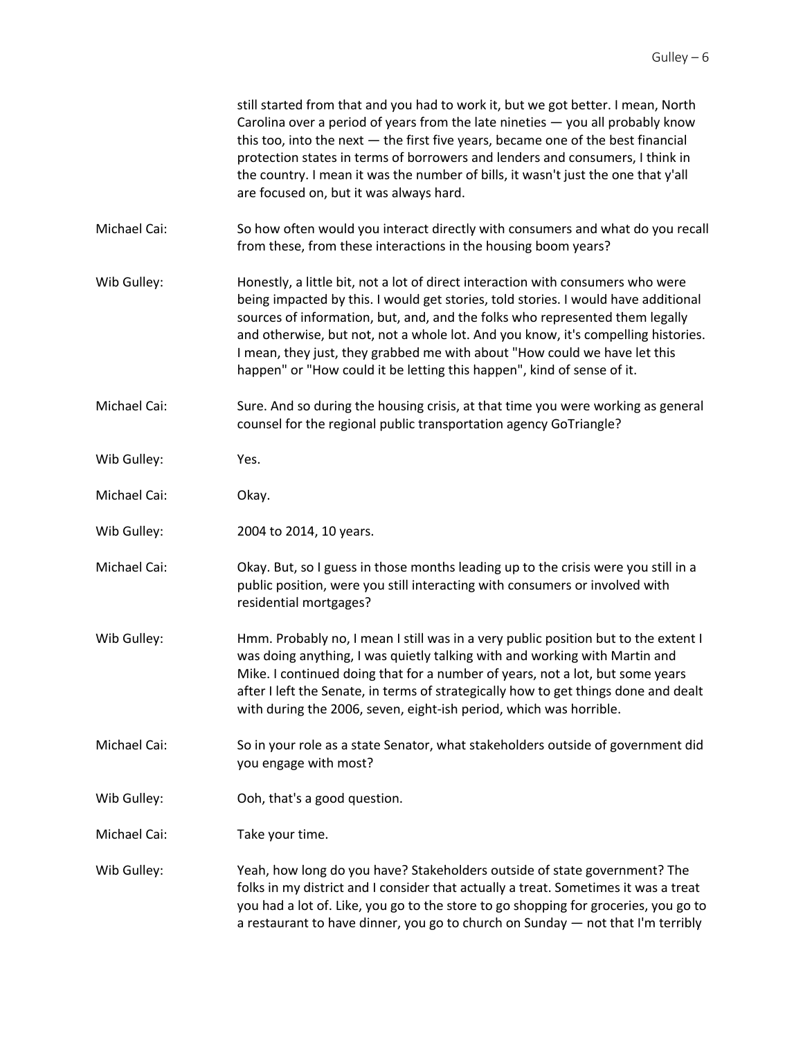still started from that and you had to work it, but we got better. I mean, North Carolina over a period of years from the late nineties — you all probably know this too, into the next — the first five years, became one of the best financial protection states in terms of borrowers and lenders and consumers, I think in the country. I mean it was the number of bills, it wasn't just the one that y'all are focused on, but it was always hard.

Michael Cai: So how often would you interact directly with consumers and what do you recall from these, from these interactions in the housing boom years?

Wib Gulley: Honestly, a little bit, not a lot of direct interaction with consumers who were being impacted by this. I would get stories, told stories. I would have additional sources of information, but, and, and the folks who represented them legally and otherwise, but not, not a whole lot. And you know, it's compelling histories. I mean, they just, they grabbed me with about "How could we have let this happen" or "How could it be letting this happen", kind of sense of it.

Michael Cai: Sure. And so during the housing crisis, at that time you were working as general counsel for the regional public transportation agency GoTriangle?

Wib Gulley: Yes.

Michael Cai: Okay.

Wib Gulley: 2004 to 2014, 10 years.

Michael Cai: Okay. But, so I guess in those months leading up to the crisis were you still in a public position, were you still interacting with consumers or involved with residential mortgages?

Wib Gulley: Hmm. Probably no, I mean I still was in a very public position but to the extent I was doing anything, I was quietly talking with and working with Martin and Mike. I continued doing that for a number of years, not a lot, but some years after I left the Senate, in terms of strategically how to get things done and dealt with during the 2006, seven, eight-ish period, which was horrible.

Michael Cai: So in your role as a state Senator, what stakeholders outside of government did you engage with most?

Wib Gulley: Ooh, that's a good question.

Michael Cai: Take your time.

Wib Gulley: Yeah, how long do you have? Stakeholders outside of state government? The folks in my district and I consider that actually a treat. Sometimes it was a treat you had a lot of. Like, you go to the store to go shopping for groceries, you go to a restaurant to have dinner, you go to church on Sunday — not that I'm terribly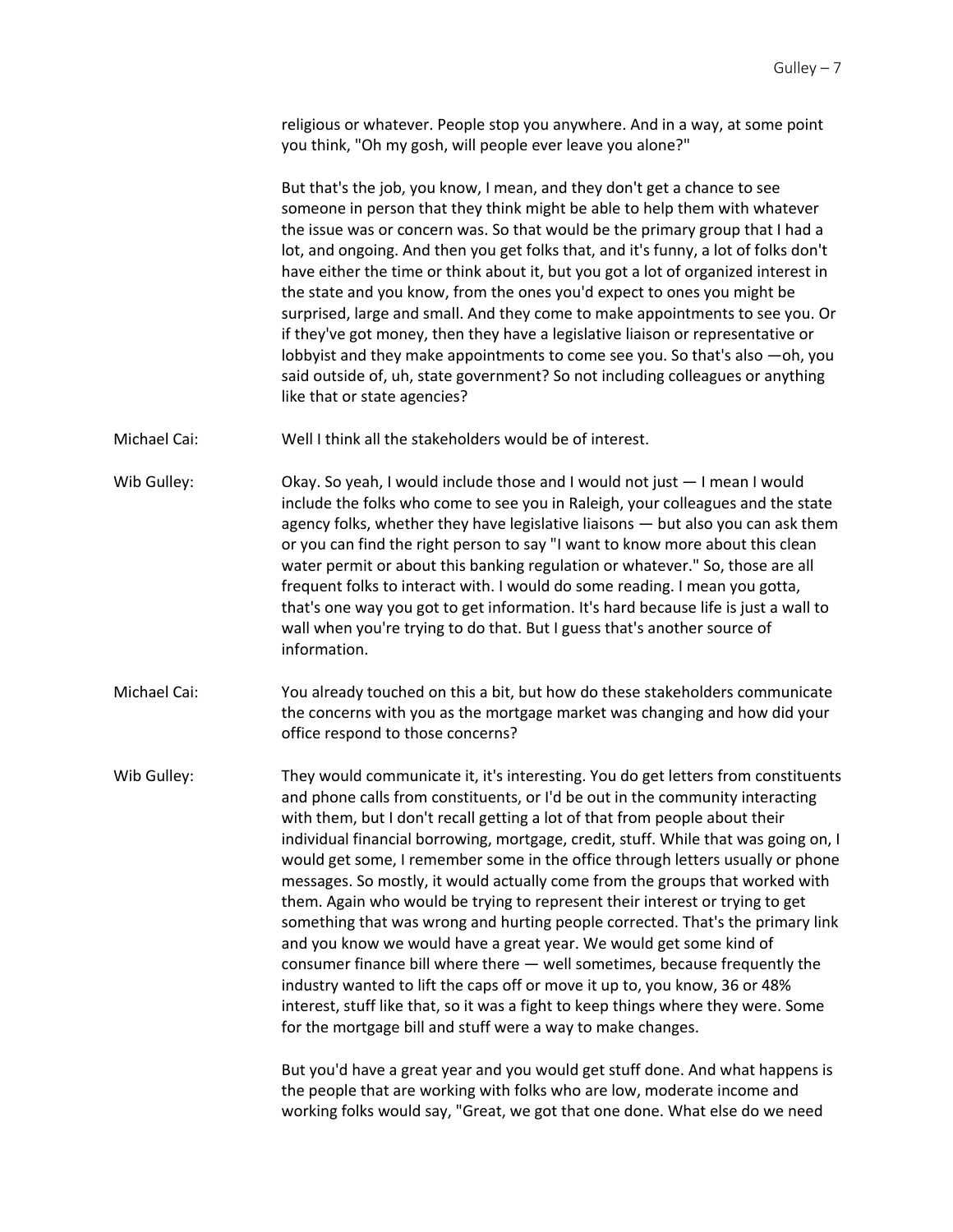religious or whatever. People stop you anywhere. And in a way, at some point you think, "Oh my gosh, will people ever leave you alone?"

But that's the job, you know, I mean, and they don't get a chance to see someone in person that they think might be able to help them with whatever the issue was or concern was. So that would be the primary group that I had a lot, and ongoing. And then you get folks that, and it's funny, a lot of folks don't have either the time or think about it, but you got a lot of organized interest in the state and you know, from the ones you'd expect to ones you might be surprised, large and small. And they come to make appointments to see you. Or if they've got money, then they have a legislative liaison or representative or lobbyist and they make appointments to come see you. So that's also —oh, you said outside of, uh, state government? So not including colleagues or anything like that or state agencies?

**Michael Cai:** Well I think all the stakeholders would be of interest.

**Wib Gulley:** Okay. So yeah, I would include those and I would not just — I mean I would include the folks who come to see you in Raleigh, your colleagues and the state agency folks, whether they have legislative liaisons — but also you can ask them or you can find the right person to say "I want to know more about this clean water permit or about this banking regulation or whatever." So, those are all frequent folks to interact with. I would do some reading. I mean you gotta, that's one way you got to get information. It's hard because life is just a wall to wall when you're trying to do that. But I guess that's another source of information.

**Michael Cai:** You already touched on this a bit, but how do these stakeholders communicate the concerns with you as the mortgage market was changing and how did your office respond to those concerns?

**Wib Gulley:** They would communicate it, it's interesting. You do get letters from constituents and phone calls from constituents, or I'd be out in the community interacting with them, but I don't recall getting a lot of that from people about their individual financial borrowing, mortgage, credit, stuff. While that was going on, I would get some, I remember some in the office through letters usually or phone messages. So mostly, it would actually come from the groups that worked with them. Again who would be trying to represent their interest or trying to get something that was wrong and hurting people corrected. That's the primary link and you know we would have a great year. We would get some kind of consumer finance bill where there — well sometimes, because frequently the industry wanted to lift the caps off or move it up to, you know, 36 or 48% interest, stuff like that, so it was a fight to keep things where they were. Some for the mortgage bill and stuff were a way to make changes.

But you'd have a great year and you would get stuff done. And what happens is the people that are working with folks who are low, moderate income and working folks would say, "Great, we got that one done. What else do we need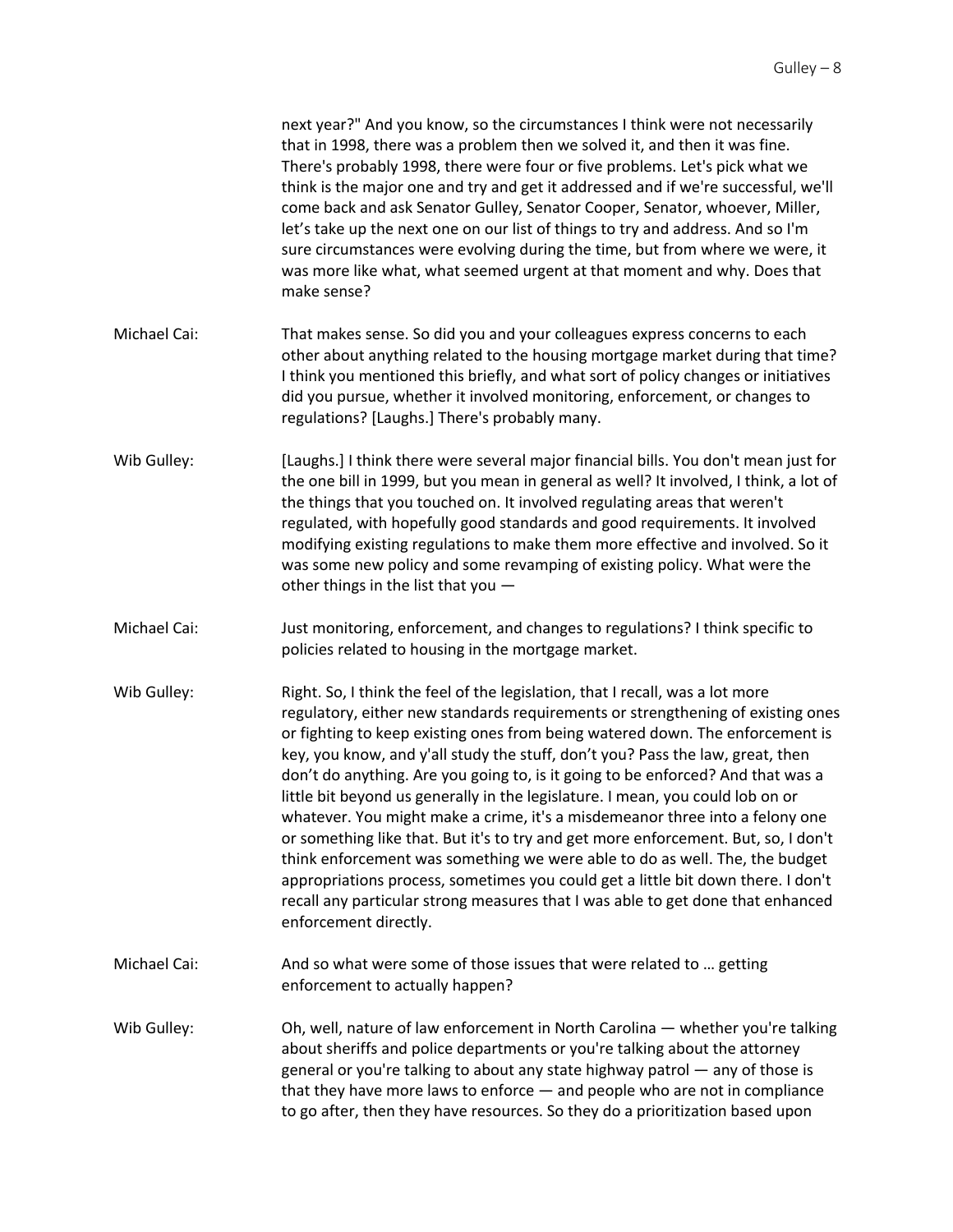next year?" And you know, so the circumstances I think were not necessarily that in 1998, there was a problem then we solved it, and then it was fine. There's probably 1998, there were four or five problems. Let's pick what we think is the major one and try and get it addressed and if we're successful, we'll come back and ask Senator Gulley, Senator Cooper, Senator, whoever, Miller, let's take up the next one on our list of things to try and address. And so I'm sure circumstances were evolving during the time, but from where we were, it was more like what, what seemed urgent at that moment and why. Does that make sense?

**Michael Cai:** That makes sense. So did you and your colleagues express concerns to each other about anything related to the housing mortgage market during that time? I think you mentioned this briefly, and what sort of policy changes or initiatives did you pursue, whether it involved monitoring, enforcement, or changes to regulations? [Laughs.] There's probably many.

**Wib Gulley:** [Laughs.] I think there were several major financial bills. You don't mean just for the one bill in 1999, but you mean in general as well? It involved, I think, a lot of the things that you touched on. It involved regulating areas that weren't regulated, with hopefully good standards and good requirements. It involved modifying existing regulations to make them more effective and involved. So it was some new policy and some revamping of existing policy. What were the other things in the list that you —

**Michael Cai:** Just monitoring, enforcement, and changes to regulations? I think specific to policies related to housing in the mortgage market.

**Wib Gulley:** Right. So, I think the feel of the legislation, that I recall, was a lot more regulatory, either new standards requirements or strengthening of existing ones or fighting to keep existing ones from being watered down. The enforcement is key, you know, and y'all study the stuff, don't you? Pass the law, great, then don't do anything. Are you going to, is it going to be enforced? And that was a little bit beyond us generally in the legislature. I mean, you could lob on or whatever. You might make a crime, it's a misdemeanor three into a felony one or something like that. But it's to try and get more enforcement. But, so, I don't think enforcement was something we were able to do as well. The, the budget appropriations process, sometimes you could get a little bit down there. I don't recall any particular strong measures that I was able to get done that enhanced enforcement directly.

**Michael Cai:** And so what were some of those issues that were related to … getting enforcement to actually happen?

**Wib Gulley:** Oh, well, nature of law enforcement in North Carolina — whether you're talking about sheriffs and police departments or you're talking about the attorney general or you're talking to about any state highway patrol — any of those is that they have more laws to enforce — and people who are not in compliance to go after, then they have resources. So they do a prioritization based upon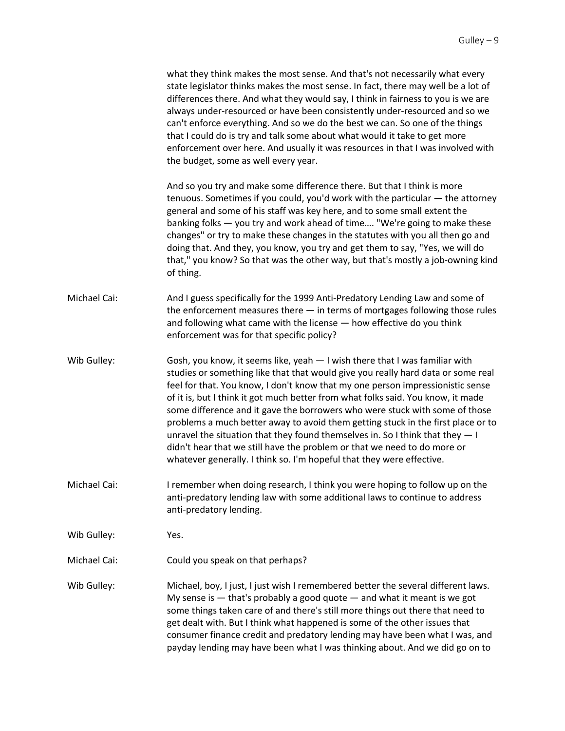what they think makes the most sense. And that's not necessarily what every state legislator thinks makes the most sense. In fact, there may well be a lot of differences there. And what they would say, I think in fairness to you is we are always under-resourced or have been consistently under-resourced and so we can't enforce everything. And so we do the best we can. So one of the things that I could do is try and talk some about what would it take to get more enforcement over here. And usually it was resources in that I was involved with the budget, some as well every year.

And so you try and make some difference there. But that I think is more tenuous. Sometimes if you could, you'd work with the particular — the attorney general and some of his staff was key here, and to some small extent the banking folks — you try and work ahead of time…. "We're going to make these changes" or try to make these changes in the statutes with you all then go and doing that. And they, you know, you try and get them to say, "Yes, we will do that," you know? So that was the other way, but that's mostly a job-owning kind of thing.

**Michael Cai:** And I guess specifically for the 1999 Anti-Predatory Lending Law and some of the enforcement measures there — in terms of mortgages following those rules and following what came with the license — how effective do you think enforcement was for that specific policy?

**Wib Gulley:** Gosh, you know, it seems like, yeah — I wish there that I was familiar with studies or something like that that would give you really hard data or some real feel for that. You know, I don't know that my one person impressionistic sense of it is, but I think it got much better from what folks said. You know, it made some difference and it gave the borrowers who were stuck with some of those problems a much better away to avoid them getting stuck in the first place or to unravel the situation that they found themselves in. So I think that they — I didn't hear that we still have the problem or that we need to do more or whatever generally. I think so. I'm hopeful that they were effective.

**Michael Cai:** I remember when doing research, I think you were hoping to follow up on the anti-predatory lending law with some additional laws to continue to address anti-predatory lending.

**Wib Gulley:** Yes.

**Michael Cai:** Could you speak on that perhaps?

**Wib Gulley:** Michael, boy, I just, I just wish I remembered better the several different laws. My sense is — that's probably a good quote — and what it meant is we got some things taken care of and there's still more things out there that need to get dealt with. But I think what happened is some of the other issues that consumer finance credit and predatory lending may have been what I was, and payday lending may have been what I was thinking about. And we did go on to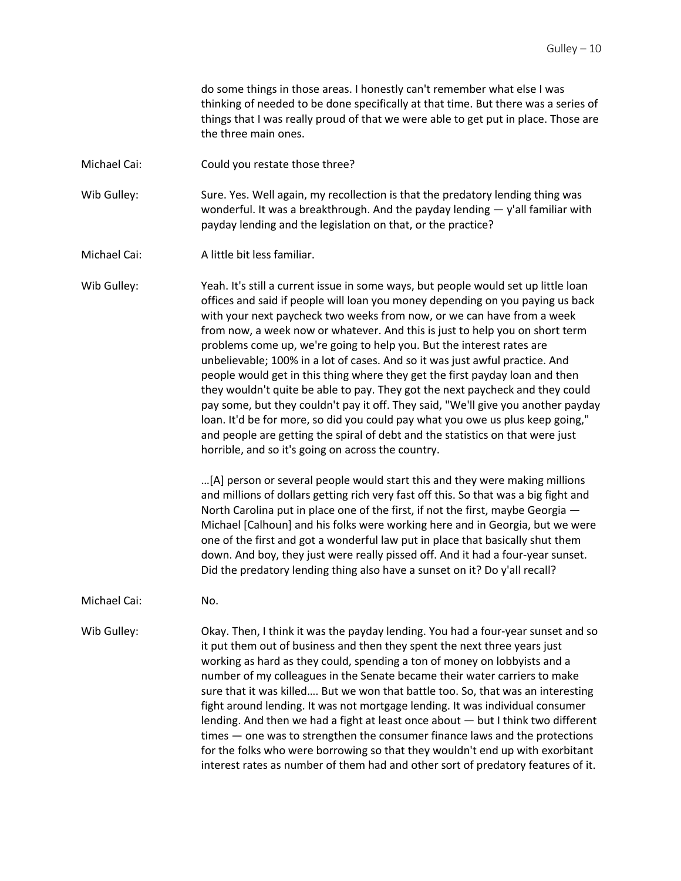do some things in those areas. I honestly can't remember what else I was thinking of needed to be done specifically at that time. But there was a series of things that I was really proud of that we were able to get put in place. Those are the three main ones.

Michael Cai: Could you restate those three?

Wib Gulley: Sure. Yes. Well again, my recollection is that the predatory lending thing was wonderful. It was a breakthrough. And the payday lending — y'all familiar with payday lending and the legislation on that, or the practice?

Michael Cai: A little bit less familiar.

Wib Gulley: Yeah. It's still a current issue in some ways, but people would set up little loan offices and said if people will loan you money depending on you paying us back with your next paycheck two weeks from now, or we can have from a week from now, a week now or whatever. And this is just to help you on short term problems come up, we're going to help you. But the interest rates are unbelievable; 100% in a lot of cases. And so it was just awful practice. And people would get in this thing where they get the first payday loan and then they wouldn't quite be able to pay. They got the next paycheck and they could pay some, but they couldn't pay it off. They said, "We'll give you another payday loan. It'd be for more, so did you could pay what you owe us plus keep going," and people are getting the spiral of debt and the statistics on that were just horrible, and so it's going on across the country.

…[A] person or several people would start this and they were making millions and millions of dollars getting rich very fast off this. So that was a big fight and North Carolina put in place one of the first, if not the first, maybe Georgia — Michael [Calhoun] and his folks were working here and in Georgia, but we were one of the first and got a wonderful law put in place that basically shut them down. And boy, they just were really pissed off. And it had a four-year sunset. Did the predatory lending thing also have a sunset on it? Do y'all recall?

Michael Cai: No.

Wib Gulley: Okay. Then, I think it was the payday lending. You had a four-year sunset and so it put them out of business and then they spent the next three years just working as hard as they could, spending a ton of money on lobbyists and a number of my colleagues in the Senate became their water carriers to make sure that it was killed…. But we won that battle too. So, that was an interesting fight around lending. It was not mortgage lending. It was individual consumer lending. And then we had a fight at least once about — but I think two different times — one was to strengthen the consumer finance laws and the protections for the folks who were borrowing so that they wouldn't end up with exorbitant interest rates as number of them had and other sort of predatory features of it.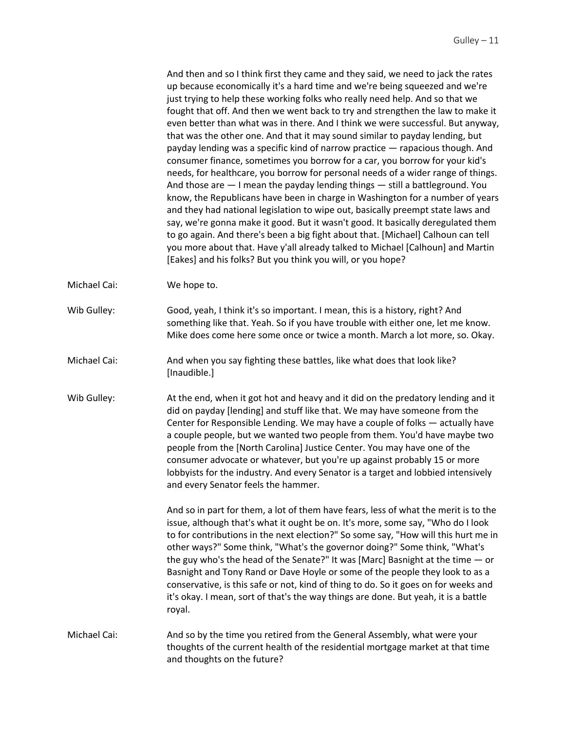And then and so I think first they came and they said, we need to jack the rates up because economically it's a hard time and we're being squeezed and we're just trying to help these working folks who really need help. And so that we fought that off. And then we went back to try and strengthen the law to make it even better than what was in there. And I think we were successful. But anyway, that was the other one. And that it may sound similar to payday lending, but payday lending was a specific kind of narrow practice — rapacious though. And consumer finance, sometimes you borrow for a car, you borrow for your kid's needs, for healthcare, you borrow for personal needs of a wider range of things. And those are — I mean the payday lending things — still a battleground. You know, the Republicans have been in charge in Washington for a number of years and they had national legislation to wipe out, basically preempt state laws and say, we're gonna make it good. But it wasn't good. It basically deregulated them to go again. And there's been a big fight about that. [Michael] Calhoun can tell you more about that. Have y'all already talked to Michael [Calhoun] and Martin [Eakes] and his folks? But you think you will, or you hope?

**Michael Cai:** We hope to.

**Wib Gulley:** Good, yeah, I think it's so important. I mean, this is a history, right? And something like that. Yeah. So if you have trouble with either one, let me know. Mike does come here some once or twice a month. March a lot more, so. Okay.

**Michael Cai:** And when you say fighting these battles, like what does that look like? [Inaudible.]

**Wib Gulley:** At the end, when it got hot and heavy and it did on the predatory lending and it did on payday [lending] and stuff like that. We may have someone from the Center for Responsible Lending. We may have a couple of folks — actually have a couple people, but we wanted two people from them. You'd have maybe two people from the [North Carolina] Justice Center. You may have one of the consumer advocate or whatever, but you're up against probably 15 or more lobbyists for the industry. And every Senator is a target and lobbied intensively and every Senator feels the hammer.

And so in part for them, a lot of them have fears, less of what the merit is to the issue, although that's what it ought be on. It's more, some say, "Who do I look to for contributions in the next election?" So some say, "How will this hurt me in other ways?" Some think, "What's the governor doing?" Some think, "What's the guy who's the head of the Senate?" It was [Marc] Basnight at the time — or Basnight and Tony Rand or Dave Hoyle or some of the people they look to as a conservative, is this safe or not, kind of thing to do. So it goes on for weeks and it's okay. I mean, sort of that's the way things are done. But yeah, it is a battle royal.

**Michael Cai:** And so by the time you retired from the General Assembly, what were your thoughts of the current health of the residential mortgage market at that time and thoughts on the future?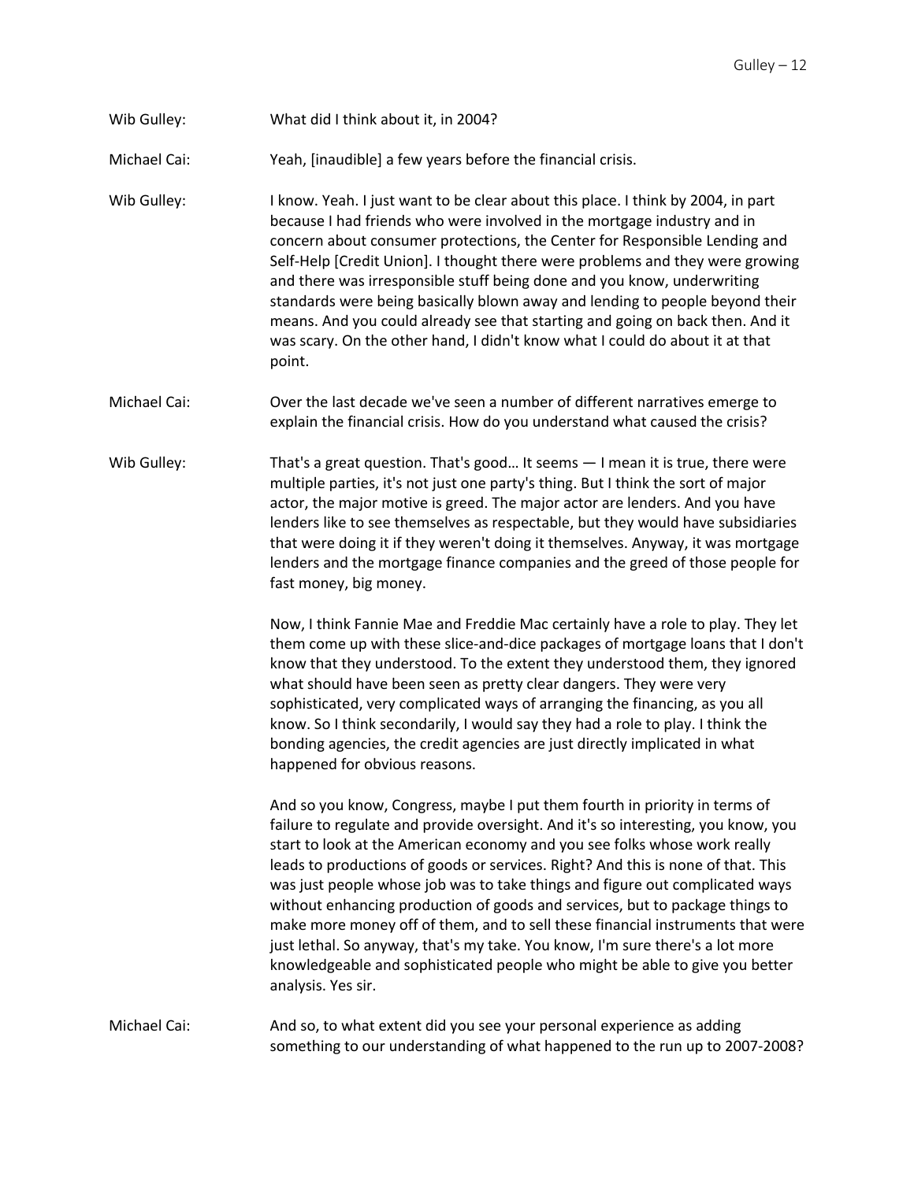Wib Gulley: What did I think about it, in 2004?

Michael Cai: Yeah, [inaudible] a few years before the financial crisis.

Wib Gulley: I know. Yeah. I just want to be clear about this place. I think by 2004, in part because I had friends who were involved in the mortgage industry and in concern about consumer protections, the Center for Responsible Lending and Self-Help [Credit Union]. I thought there were problems and they were growing and there was irresponsible stuff being done and you know, underwriting standards were being basically blown away and lending to people beyond their means. And you could already see that starting and going on back then. And it was scary. On the other hand, I didn't know what I could do about it at that point.

Michael Cai: Over the last decade we've seen a number of different narratives emerge to explain the financial crisis. How do you understand what caused the crisis?

Wib Gulley: That's a great question. That's good… It seems — I mean it is true, there were multiple parties, it's not just one party's thing. But I think the sort of major actor, the major motive is greed. The major actor are lenders. And you have lenders like to see themselves as respectable, but they would have subsidiaries that were doing it if they weren't doing it themselves. Anyway, it was mortgage lenders and the mortgage finance companies and the greed of those people for fast money, big money.

Now, I think Fannie Mae and Freddie Mac certainly have a role to play. They let them come up with these slice-and-dice packages of mortgage loans that I don't know that they understood. To the extent they understood them, they ignored what should have been seen as pretty clear dangers. They were very sophisticated, very complicated ways of arranging the financing, as you all know. So I think secondarily, I would say they had a role to play. I think the bonding agencies, the credit agencies are just directly implicated in what happened for obvious reasons.

And so you know, Congress, maybe I put them fourth in priority in terms of failure to regulate and provide oversight. And it's so interesting, you know, you start to look at the American economy and you see folks whose work really leads to productions of goods or services. Right? And this is none of that. This was just people whose job was to take things and figure out complicated ways without enhancing production of goods and services, but to package things to make more money off of them, and to sell these financial instruments that were just lethal. So anyway, that's my take. You know, I'm sure there's a lot more knowledgeable and sophisticated people who might be able to give you better analysis. Yes sir.

Michael Cai: And so, to what extent did you see your personal experience as adding something to our understanding of what happened to the run up to 2007-2008?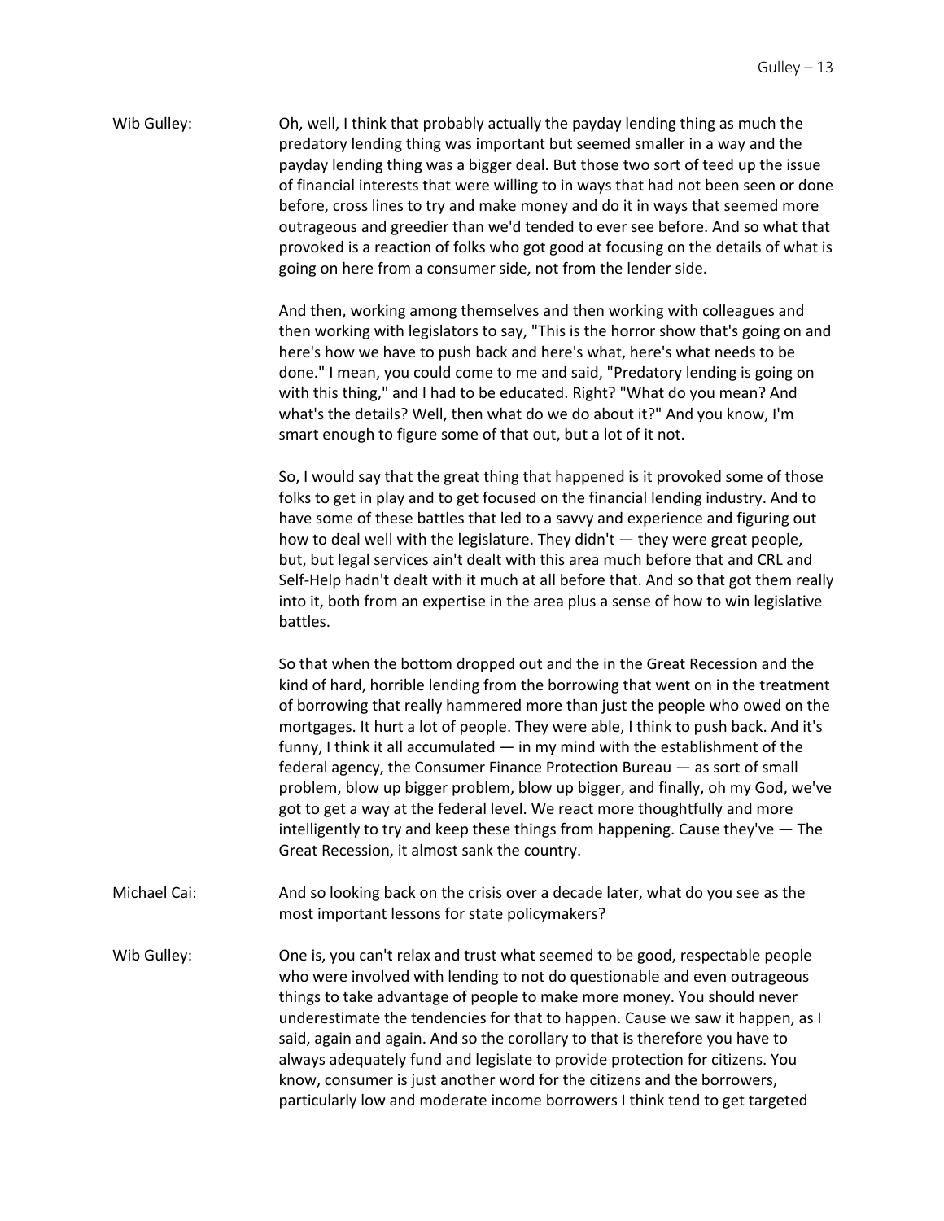Wib Gulley: Oh, well, I think that probably actually the payday lending thing as much the predatory lending thing was important but seemed smaller in a way and the payday lending thing was a bigger deal. But those two sort of teed up the issue of financial interests that were willing to in ways that had not been seen or done before, cross lines to try and make money and do it in ways that seemed more outrageous and greedier than we'd tended to ever see before. And so what that provoked is a reaction of folks who got good at focusing on the details of what is going on here from a consumer side, not from the lender side.

And then, working among themselves and then working with colleagues and then working with legislators to say, "This is the horror show that's going on and here's how we have to push back and here's what, here's what needs to be done." I mean, you could come to me and said, "Predatory lending is going on with this thing," and I had to be educated. Right? "What do you mean? And what's the details? Well, then what do we do about it?" And you know, I'm smart enough to figure some of that out, but a lot of it not.

So, I would say that the great thing that happened is it provoked some of those folks to get in play and to get focused on the financial lending industry. And to have some of these battles that led to a savvy and experience and figuring out how to deal well with the legislature. They didn't — they were great people, but, but legal services ain't dealt with this area much before that and CRL and Self-Help hadn't dealt with it much at all before that. And so that got them really into it, both from an expertise in the area plus a sense of how to win legislative battles.

So that when the bottom dropped out and the in the Great Recession and the kind of hard, horrible lending from the borrowing that went on in the treatment of borrowing that really hammered more than just the people who owed on the mortgages. It hurt a lot of people. They were able, I think to push back. And it's funny, I think it all accumulated — in my mind with the establishment of the federal agency, the Consumer Finance Protection Bureau — as sort of small problem, blow up bigger problem, blow up bigger, and finally, oh my God, we've got to get a way at the federal level. We react more thoughtfully and more intelligently to try and keep these things from happening. Cause they've — The Great Recession, it almost sank the country.

Michael Cai: And so looking back on the crisis over a decade later, what do you see as the most important lessons for state policymakers?

Wib Gulley: One is, you can't relax and trust what seemed to be good, respectable people who were involved with lending to not do questionable and even outrageous things to take advantage of people to make more money. You should never underestimate the tendencies for that to happen. Cause we saw it happen, as I said, again and again. And so the corollary to that is therefore you have to always adequately fund and legislate to provide protection for citizens. You know, consumer is just another word for the citizens and the borrowers, particularly low and moderate income borrowers I think tend to get targeted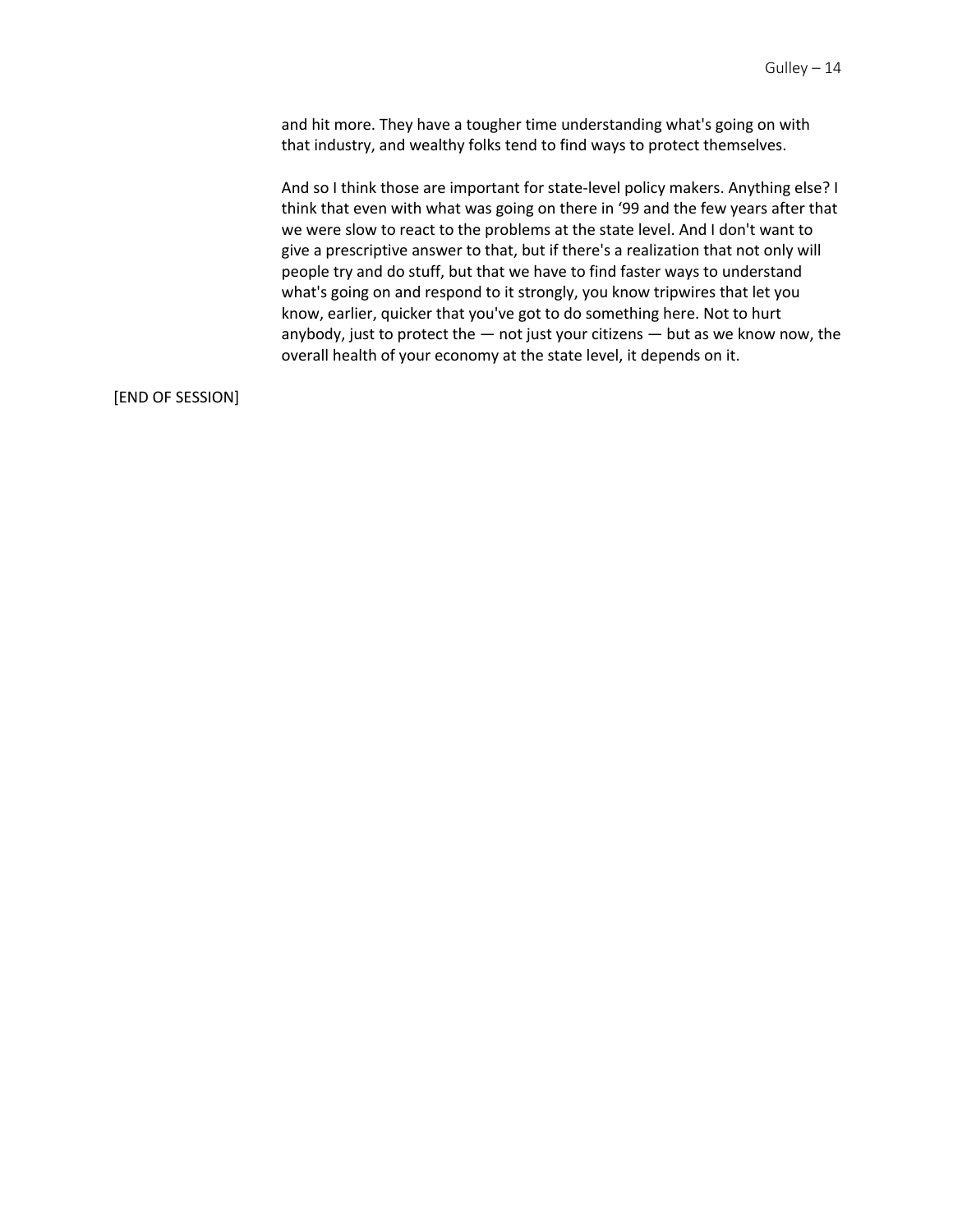and hit more. They have a tougher time understanding what's going on with that industry, and wealthy folks tend to find ways to protect themselves.

And so I think those are important for state-level policy makers. Anything else? I think that even with what was going on there in '99 and the few years after that we were slow to react to the problems at the state level. And I don't want to give a prescriptive answer to that, but if there's a realization that not only will people try and do stuff, but that we have to find faster ways to understand what's going on and respond to it strongly, you know tripwires that let you know, earlier, quicker that you've got to do something here. Not to hurt anybody, just to protect the — not just your citizens — but as we know now, the overall health of your economy at the state level, it depends on it.

[END OF SESSION]